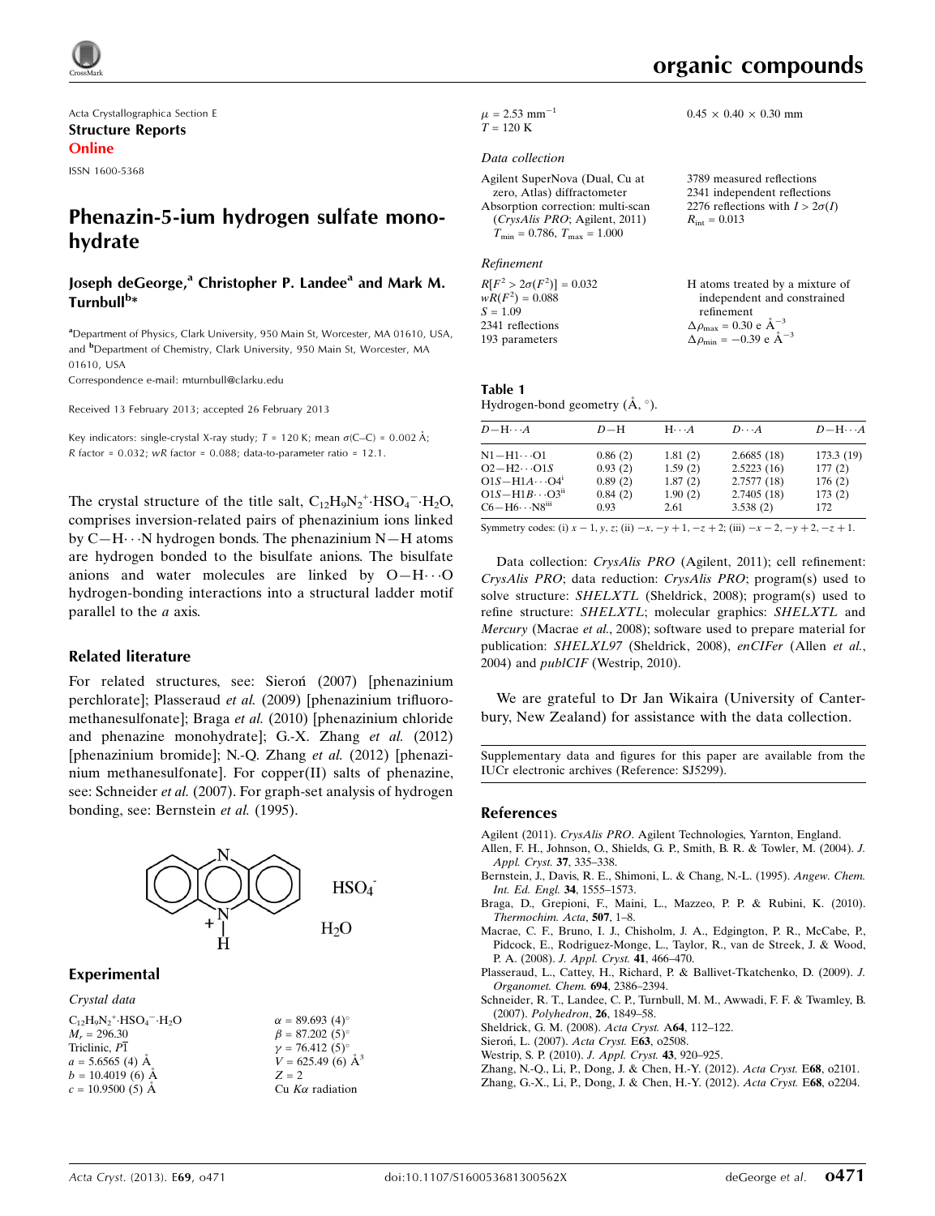# organic compounds

Acta Crystallographica Section E
**Structure Reports Online**

ISSN 1600-5368

# Phenazin-5-ium hydrogen sulfate monohydrate

**Joseph deGeorge,[a] Christopher P. Landee[a] and Mark M. Turnbull[b]***

[a]Department of Physics, Clark University, 950 Main St, Worcester, MA 01610, USA, and [b]Department of Chemistry, Clark University, 950 Main St, Worcester, MA 01610, USA
Correspondence e-mail: mturnbull@clarku.edu

Received 13 February 2013; accepted 26 February 2013

Key indicators: single-crystal X-ray study; $T$ = 120 K; mean $\sigma$(C–C) = 0.002 Å; $R$ factor = 0.032; $wR$ factor = 0.088; data-to-parameter ratio = 12.1.

The crystal structure of the title salt, $C_{12}H_9N_2^+\cdot HSO_4^-\cdot H_2O$, comprises inversion-related pairs of phenazinium ions linked by C—H···N hydrogen bonds. The phenazinium N—H atoms are hydrogen bonded to the bisulfate anions. The bisulfate anions and water molecules are linked by O—H···O hydrogen-bonding interactions into a structural ladder motif parallel to the $a$ axis.

## Related literature

For related structures, see: Sieroń (2007) [phenazinium perchlorate]; Plasseraud *et al.* (2009) [phenazinium trifluoromethanesulfonate]; Braga *et al.* (2010) [phenazinium chloride and phenazine monohydrate]; G.-X. Zhang *et al.* (2012) [phenazinium bromide]; N.-Q. Zhang *et al.* (2012) [phenazinium methanesulfonate]. For copper(II) salts of phenazine, see: Schneider *et al.* (2007). For graph-set analysis of hydrogen bonding, see: Bernstein *et al.* (1995).

## Experimental

### Crystal data

$C_{12}H_9N_2^+\cdot HSO_4^-\cdot H_2O$
$M_r$ = 296.30
Triclinic, $P\bar{1}$
$a$ = 5.6565 (4) Å
$b$ = 10.4019 (6) Å
$c$ = 10.9500 (5) Å
$\alpha$ = 89.693 (4)°
$\beta$ = 87.202 (5)°
$\gamma$ = 76.412 (5)°
$V$ = 625.49 (6) Å$^3$
$Z$ = 2
Cu $K\alpha$ radiation
$\mu$ = 2.53 mm$^{-1}$
$T$ = 120 K
0.45 × 0.40 × 0.30 mm

### Data collection

Agilent SuperNova (Dual, Cu at zero, Atlas) diffractometer
Absorption correction: multi-scan (*CrysAlis PRO*; Agilent, 2011)
$T_{min}$ = 0.786, $T_{max}$ = 1.000
3789 measured reflections
2341 independent reflections
2276 reflections with $I > 2\sigma(I)$
$R_{int}$ = 0.013

### Refinement

$R[F^2 > 2\sigma(F^2)]$ = 0.032
$wR(F^2)$ = 0.088
$S$ = 1.09
2341 reflections
193 parameters
H atoms treated by a mixture of independent and constrained refinement
$\Delta\rho_{max}$ = 0.30 e Å$^{-3}$
$\Delta\rho_{min}$ = −0.39 e Å$^{-3}$

**Table 1**
Hydrogen-bond geometry (Å, °).

| $D$—H···$A$ | $D$—H | H···$A$ | $D$···$A$ | $D$—H···$A$ |
|---|---|---|---|---|
| N1—H1···O1 | 0.86 (2) | 1.81 (2) | 2.6685 (18) | 173.3 (19) |
| O2—H2···O1$S$ | 0.93 (2) | 1.59 (2) | 2.5223 (16) | 177 (2) |
| O1$S$—H1$A$···O4[i] | 0.89 (2) | 1.87 (2) | 2.7577 (18) | 176 (2) |
| O1$S$—H1$B$···O3[ii] | 0.84 (2) | 1.90 (2) | 2.7405 (18) | 173 (2) |
| C6—H6···N8[iii] | 0.93 | 2.61 | 3.538 (2) | 172 |

Symmetry codes: (i) $x-1, y, z$; (ii) $-x, -y+1, -z+2$; (iii) $-x-2, -y+2, -z+1$.

Data collection: *CrysAlis PRO* (Agilent, 2011); cell refinement: *CrysAlis PRO*; data reduction: *CrysAlis PRO*; program(s) used to solve structure: *SHELXTL* (Sheldrick, 2008); program(s) used to refine structure: *SHELXTL*; molecular graphics: *SHELXTL* and *Mercury* (Macrae *et al.*, 2008); software used to prepare material for publication: *SHELXL97* (Sheldrick, 2008), *enCIFer* (Allen *et al.*, 2004) and *publCIF* (Westrip, 2010).

We are grateful to Dr Jan Wikaira (University of Canterbury, New Zealand) for assistance with the data collection.

Supplementary data and figures for this paper are available from the IUCr electronic archives (Reference: SJ5299).

## References

Agilent (2011). *CrysAlis PRO*. Agilent Technologies, Yarnton, England.
Allen, F. H., Johnson, O., Shields, G. P., Smith, B. R. & Towler, M. (2004). *J. Appl. Cryst.* **37**, 335–338.
Bernstein, J., Davis, R. E., Shimoni, L. & Chang, N.-L. (1995). *Angew. Chem. Int. Ed. Engl.* **34**, 1555–1573.
Braga, D., Grepioni, F., Maini, L., Mazzeo, P. P. & Rubini, K. (2010). *Thermochim. Acta*, **507**, 1–8.
Macrae, C. F., Bruno, I. J., Chisholm, J. A., Edgington, P. R., McCabe, P., Pidcock, E., Rodriguez-Monge, L., Taylor, R., van de Streek, J. & Wood, P. A. (2008). *J. Appl. Cryst.* **41**, 466–470.
Plasseraud, L., Cattey, H., Richard, P. & Ballivet-Tkatchenko, D. (2009). *J. Organomet. Chem.* **694**, 2386–2394.
Schneider, R. T., Landee, C. P., Turnbull, M. M., Awwadi, F. F. & Twamley, B. (2007). *Polyhedron*, **26**, 1849–58.
Sheldrick, G. M. (2008). *Acta Cryst.* A**64**, 112–122.
Sieroń, L. (2007). *Acta Cryst.* E**63**, o2508.
Westrip, S. P. (2010). *J. Appl. Cryst.* **43**, 920–925.
Zhang, N.-Q., Li, P., Dong, J. & Chen, H.-Y. (2012). *Acta Cryst.* E**68**, o2101.
Zhang, G.-X., Li, P., Dong, J. & Chen, H.-Y. (2012). *Acta Cryst.* E**68**, o2204.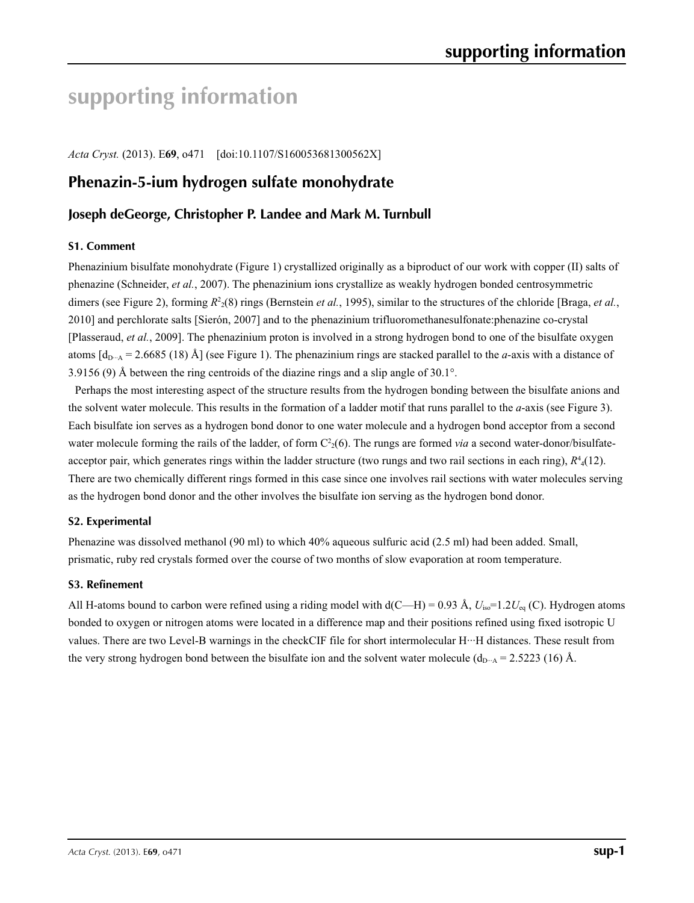# supporting information

*Acta Cryst.* (2013). E**69**, o471    [doi:10.1107/S160053681300562X]

## Phenazin-5-ium hydrogen sulfate monohydrate

### Joseph deGeorge, Christopher P. Landee and Mark M. Turnbull

#### S1. Comment

Phenazinium bisulfate monohydrate (Figure 1) crystallized originally as a biproduct of our work with copper (II) salts of phenazine (Schneider, *et al.*, 2007). The phenazinium ions crystallize as weakly hydrogen bonded centrosymmetric dimers (see Figure 2), forming $R^2_2(8)$ rings (Bernstein *et al.*, 1995), similar to the structures of the chloride [Braga, *et al.*, 2010] and perchlorate salts [Sierón, 2007] and to the phenazinium trifluoromethanesulfonate:phenazine co-crystal [Plasseraud, *et al.*, 2009]. The phenazinium proton is involved in a strong hydrogen bond to one of the bisulfate oxygen atoms [$d_{D\cdots A}$ = 2.6685 (18) Å] (see Figure 1). The phenazinium rings are stacked parallel to the *a*-axis with a distance of 3.9156 (9) Å between the ring centroids of the diazine rings and a slip angle of 30.1°.

Perhaps the most interesting aspect of the structure results from the hydrogen bonding between the bisulfate anions and the solvent water molecule. This results in the formation of a ladder motif that runs parallel to the *a*-axis (see Figure 3). Each bisulfate ion serves as a hydrogen bond donor to one water molecule and a hydrogen bond acceptor from a second water molecule forming the rails of the ladder, of form $C^2_2(6)$. The rungs are formed *via* a second water-donor/bisulfate-acceptor pair, which generates rings within the ladder structure (two rungs and two rail sections in each ring), $R^4_4(12)$. There are two chemically different rings formed in this case since one involves rail sections with water molecules serving as the hydrogen bond donor and the other involves the bisulfate ion serving as the hydrogen bond donor.

#### S2. Experimental

Phenazine was dissolved methanol (90 ml) to which 40% aqueous sulfuric acid (2.5 ml) had been added. Small, prismatic, ruby red crystals formed over the course of two months of slow evaporation at room temperature.

#### S3. Refinement

All H-atoms bound to carbon were refined using a riding model with d(C—H) = 0.93 Å, $U_{iso}$=1.2$U_{eq}$ (C). Hydrogen atoms bonded to oxygen or nitrogen atoms were located in a difference map and their positions refined using fixed isotropic U values. There are two Level-B warnings in the checkCIF file for short intermolecular H···H distances. These result from the very strong hydrogen bond between the bisulfate ion and the solvent water molecule ($d_{D\cdots A}$ = 2.5223 (16) Å.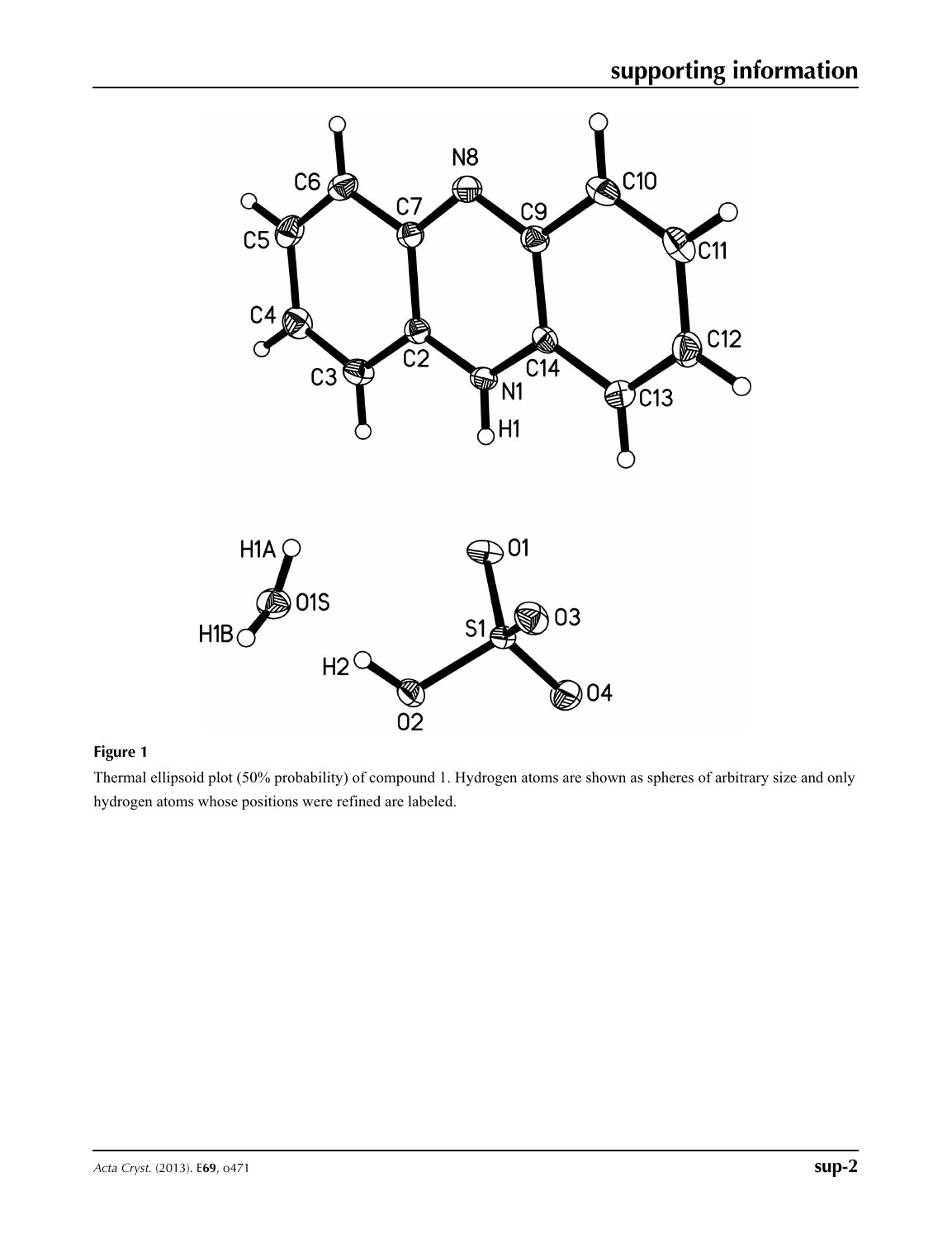**Figure 1**

Thermal ellipsoid plot (50% probability) of compound 1. Hydrogen atoms are shown as spheres of arbitrary size and only hydrogen atoms whose positions were refined are labeled.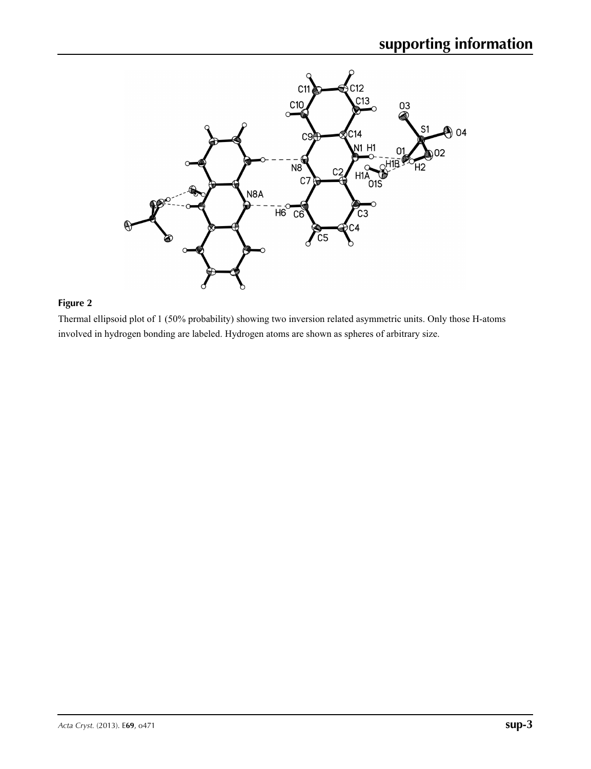**Figure 2**

Thermal ellipsoid plot of 1 (50% probability) showing two inversion related asymmetric units. Only those H-atoms involved in hydrogen bonding are labeled. Hydrogen atoms are shown as spheres of arbitrary size.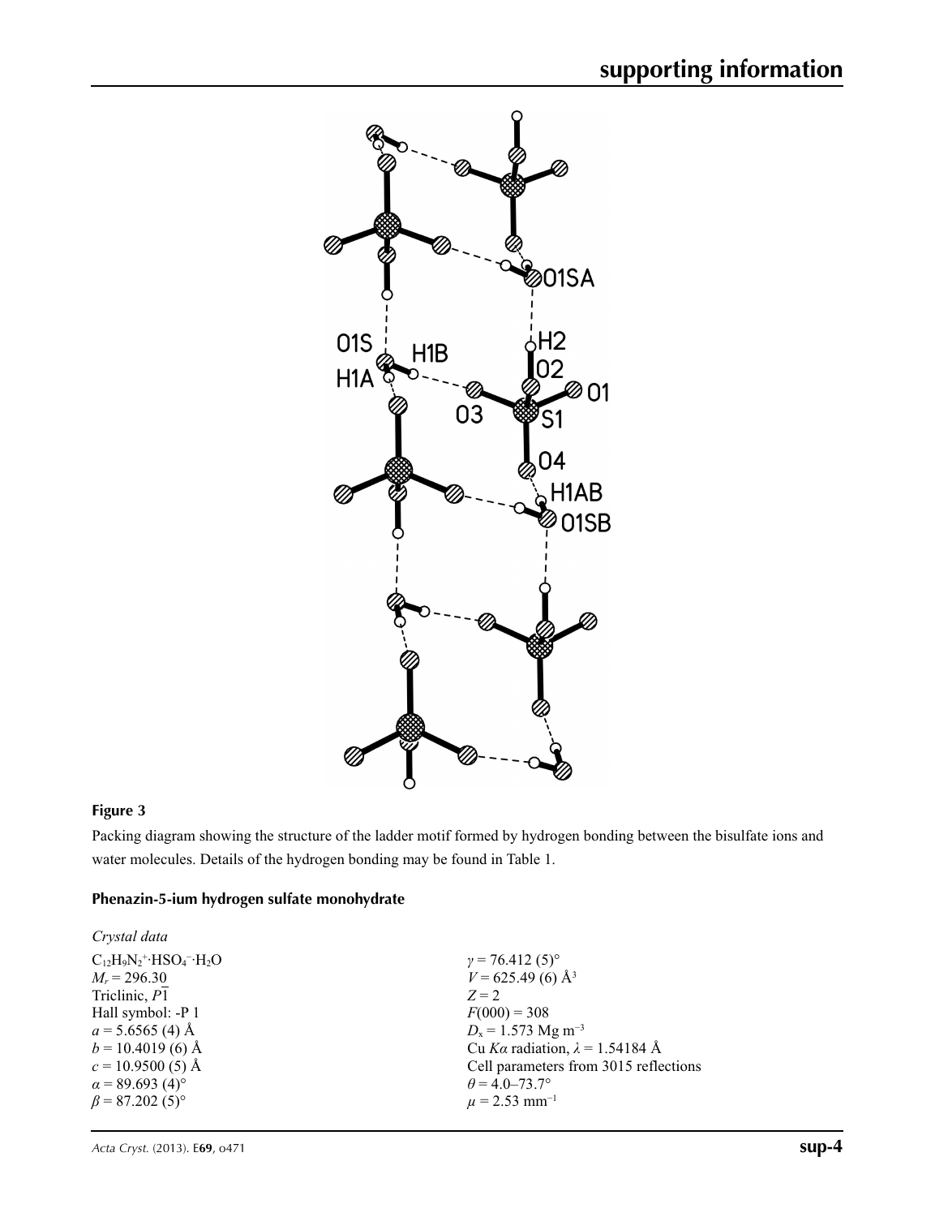**Figure 3**

Packing diagram showing the structure of the ladder motif formed by hydrogen bonding between the bisulfate ions and water molecules. Details of the hydrogen bonding may be found in Table 1.

## Phenazin-5-ium hydrogen sulfate monohydrate

*Crystal data*

$C_{12}H_9N_2^+\cdot HSO_4^-\cdot H_2O$
$M_r = 296.30$
Triclinic, $P\overline{1}$
Hall symbol: -P 1
$a = 5.6565$ (4) Å
$b = 10.4019$ (6) Å
$c = 10.9500$ (5) Å
$\alpha = 89.693$ (4)°
$\beta = 87.202$ (5)°
$\gamma = 76.412$ (5)°
$V = 625.49$ (6) Å$^3$
$Z = 2$
$F(000) = 308$
$D_x = 1.573$ Mg m$^{-3}$
Cu $K\alpha$ radiation, $\lambda = 1.54184$ Å
Cell parameters from 3015 reflections
$\theta = 4.0$–$73.7°$
$\mu = 2.53$ mm$^{-1}$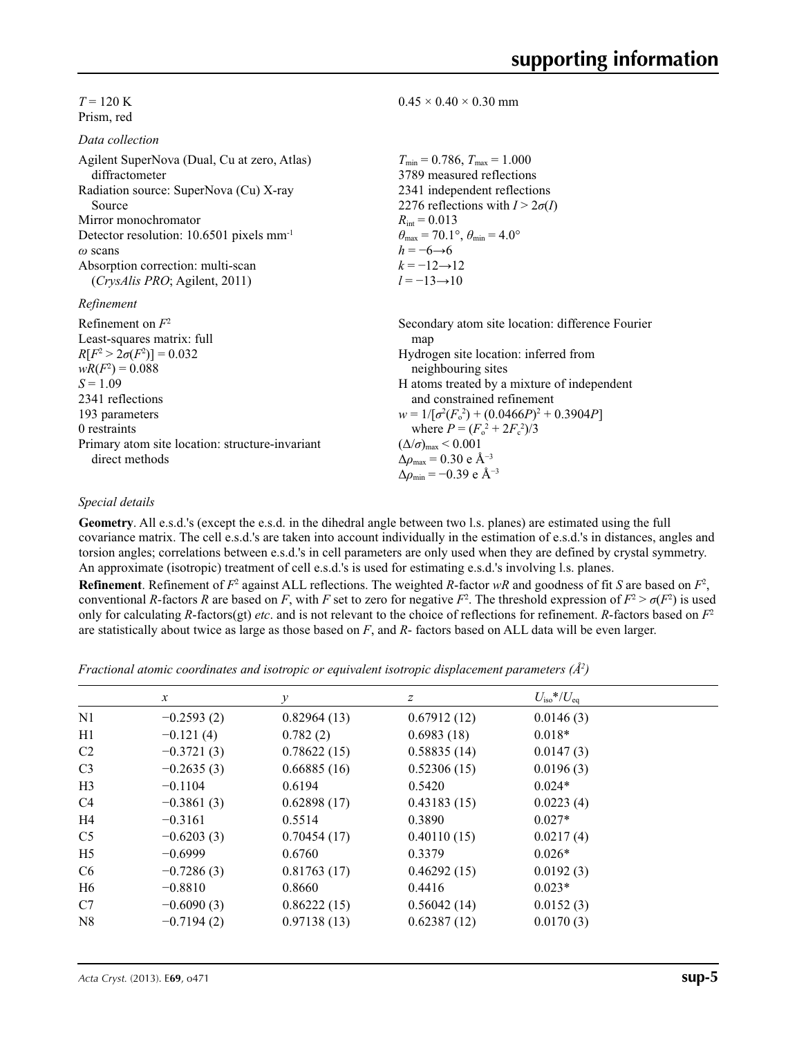$T = 120$ K
Prism, red

$0.45 \times 0.40 \times 0.30$ mm

*Data collection*

Agilent SuperNova (Dual, Cu at zero, Atlas) diffractometer
Radiation source: SuperNova (Cu) X-ray Source
Mirror monochromator
Detector resolution: 10.6501 pixels mm$^{-1}$
$\omega$ scans
Absorption correction: multi-scan (*CrysAlis PRO*; Agilent, 2011)

$T_{min} = 0.786$, $T_{max} = 1.000$
3789 measured reflections
2341 independent reflections
2276 reflections with $I > 2\sigma(I)$
$R_{int} = 0.013$
$\theta_{max} = 70.1°$, $\theta_{min} = 4.0°$
$h = -6 \rightarrow 6$
$k = -12 \rightarrow 12$
$l = -13 \rightarrow 10$

*Refinement*

Refinement on $F^2$
Least-squares matrix: full
$R[F^2 > 2\sigma(F^2)] = 0.032$
$wR(F^2) = 0.088$
$S = 1.09$
2341 reflections
193 parameters
0 restraints
Primary atom site location: structure-invariant direct methods

Secondary atom site location: difference Fourier map
Hydrogen site location: inferred from neighbouring sites
H atoms treated by a mixture of independent and constrained refinement
$w = 1/[\sigma^2(F_o^2) + (0.0466P)^2 + 0.3904P]$ where $P = (F_o^2 + 2F_c^2)/3$
$(\Delta/\sigma)_{max} < 0.001$
$\Delta\rho_{max} = 0.30$ e Å$^{-3}$
$\Delta\rho_{min} = -0.39$ e Å$^{-3}$

*Special details*

**Geometry**. All e.s.d.'s (except the e.s.d. in the dihedral angle between two l.s. planes) are estimated using the full covariance matrix. The cell e.s.d.'s are taken into account individually in the estimation of e.s.d.'s in distances, angles and torsion angles; correlations between e.s.d.'s in cell parameters are only used when they are defined by crystal symmetry. An approximate (isotropic) treatment of cell e.s.d.'s is used for estimating e.s.d.'s involving l.s. planes.

**Refinement**. Refinement of $F^2$ against ALL reflections. The weighted $R$-factor $wR$ and goodness of fit $S$ are based on $F^2$, conventional $R$-factors $R$ are based on $F$, with $F$ set to zero for negative $F^2$. The threshold expression of $F^2 > \sigma(F^2)$ is used only for calculating $R$-factors(gt) *etc*. and is not relevant to the choice of reflections for refinement. $R$-factors based on $F^2$ are statistically about twice as large as those based on $F$, and $R$- factors based on ALL data will be even larger.

*Fractional atomic coordinates and isotropic or equivalent isotropic displacement parameters (Å$^2$)*

| | $x$ | $y$ | $z$ | $U_{iso}$*/$U_{eq}$ |
|---|---|---|---|---|
| N1 | −0.2593 (2) | 0.82964 (13) | 0.67912 (12) | 0.0146 (3) |
| H1 | −0.121 (4) | 0.782 (2) | 0.6983 (18) | 0.018* |
| C2 | −0.3721 (3) | 0.78622 (15) | 0.58835 (14) | 0.0147 (3) |
| C3 | −0.2635 (3) | 0.66885 (16) | 0.52306 (15) | 0.0196 (3) |
| H3 | −0.1104 | 0.6194 | 0.5420 | 0.024* |
| C4 | −0.3861 (3) | 0.62898 (17) | 0.43183 (15) | 0.0223 (4) |
| H4 | −0.3161 | 0.5514 | 0.3890 | 0.027* |
| C5 | −0.6203 (3) | 0.70454 (17) | 0.40110 (15) | 0.0217 (4) |
| H5 | −0.6999 | 0.6760 | 0.3379 | 0.026* |
| C6 | −0.7286 (3) | 0.81763 (17) | 0.46292 (15) | 0.0192 (3) |
| H6 | −0.8810 | 0.8660 | 0.4416 | 0.023* |
| C7 | −0.6090 (3) | 0.86222 (15) | 0.56042 (14) | 0.0152 (3) |
| N8 | −0.7194 (2) | 0.97138 (13) | 0.62387 (12) | 0.0170 (3) |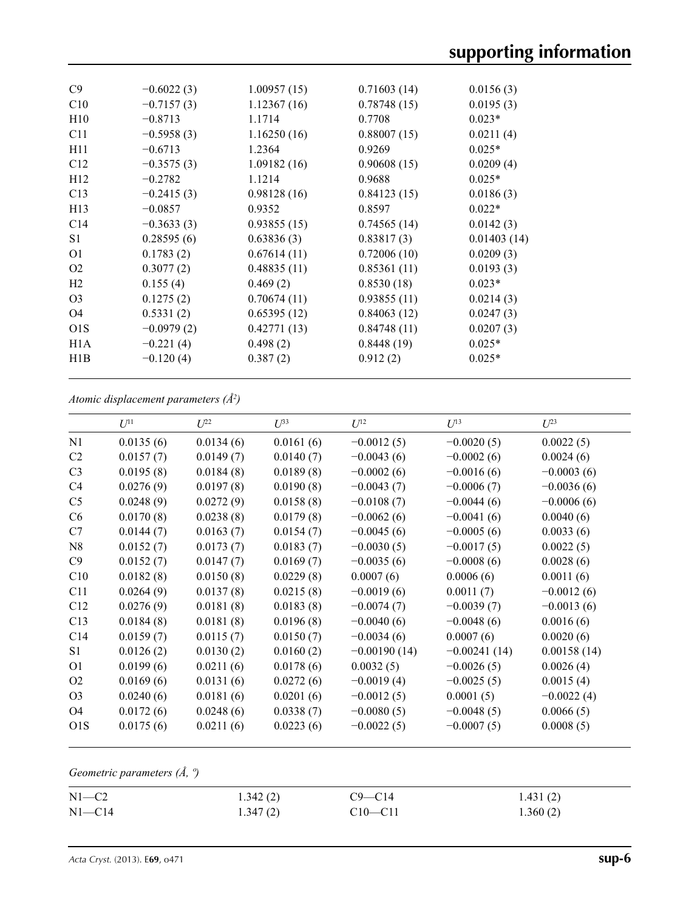| | | | | |
|---|---|---|---|---|
| C9 | −0.6022 (3) | 1.00957 (15) | 0.71603 (14) | 0.0156 (3) |
| C10 | −0.7157 (3) | 1.12367 (16) | 0.78748 (15) | 0.0195 (3) |
| H10 | −0.8713 | 1.1714 | 0.7708 | 0.023* |
| C11 | −0.5958 (3) | 1.16250 (16) | 0.88007 (15) | 0.0211 (4) |
| H11 | −0.6713 | 1.2364 | 0.9269 | 0.025* |
| C12 | −0.3575 (3) | 1.09182 (16) | 0.90608 (15) | 0.0209 (4) |
| H12 | −0.2782 | 1.1214 | 0.9688 | 0.025* |
| C13 | −0.2415 (3) | 0.98128 (16) | 0.84123 (15) | 0.0186 (3) |
| H13 | −0.0857 | 0.9352 | 0.8597 | 0.022* |
| C14 | −0.3633 (3) | 0.93855 (15) | 0.74565 (14) | 0.0142 (3) |
| S1 | 0.28595 (6) | 0.63836 (3) | 0.83817 (3) | 0.01403 (14) |
| O1 | 0.1783 (2) | 0.67614 (11) | 0.72006 (10) | 0.0209 (3) |
| O2 | 0.3077 (2) | 0.48835 (11) | 0.85361 (11) | 0.0193 (3) |
| H2 | 0.155 (4) | 0.469 (2) | 0.8530 (18) | 0.023* |
| O3 | 0.1275 (2) | 0.70674 (11) | 0.93855 (11) | 0.0214 (3) |
| O4 | 0.5331 (2) | 0.65395 (12) | 0.84063 (12) | 0.0247 (3) |
| O1S | −0.0979 (2) | 0.42771 (13) | 0.84748 (11) | 0.0207 (3) |
| H1A | −0.221 (4) | 0.498 (2) | 0.8448 (19) | 0.025* |
| H1B | −0.120 (4) | 0.387 (2) | 0.912 (2) | 0.025* |

*Atomic displacement parameters (Å²)*

| | $U^{11}$ | $U^{22}$ | $U^{33}$ | $U^{12}$ | $U^{13}$ | $U^{23}$ |
|---|---|---|---|---|---|---|
| N1 | 0.0135 (6) | 0.0134 (6) | 0.0161 (6) | −0.0012 (5) | −0.0020 (5) | 0.0022 (5) |
| C2 | 0.0157 (7) | 0.0149 (7) | 0.0140 (7) | −0.0043 (6) | −0.0002 (6) | 0.0024 (6) |
| C3 | 0.0195 (8) | 0.0184 (8) | 0.0189 (8) | −0.0002 (6) | −0.0016 (6) | −0.0003 (6) |
| C4 | 0.0276 (9) | 0.0197 (8) | 0.0190 (8) | −0.0043 (7) | −0.0006 (7) | −0.0036 (6) |
| C5 | 0.0248 (9) | 0.0272 (9) | 0.0158 (8) | −0.0108 (7) | −0.0044 (6) | −0.0006 (6) |
| C6 | 0.0170 (8) | 0.0238 (8) | 0.0179 (8) | −0.0062 (6) | −0.0041 (6) | 0.0040 (6) |
| C7 | 0.0144 (7) | 0.0163 (7) | 0.0154 (7) | −0.0045 (6) | −0.0005 (6) | 0.0033 (6) |
| N8 | 0.0152 (7) | 0.0173 (7) | 0.0183 (7) | −0.0030 (5) | −0.0017 (5) | 0.0022 (5) |
| C9 | 0.0152 (7) | 0.0147 (7) | 0.0169 (7) | −0.0035 (6) | −0.0008 (6) | 0.0028 (6) |
| C10 | 0.0182 (8) | 0.0150 (8) | 0.0229 (8) | 0.0007 (6) | 0.0006 (6) | 0.0011 (6) |
| C11 | 0.0264 (9) | 0.0137 (8) | 0.0215 (8) | −0.0019 (6) | 0.0011 (7) | −0.0012 (6) |
| C12 | 0.0276 (9) | 0.0181 (8) | 0.0183 (8) | −0.0074 (7) | −0.0039 (7) | −0.0013 (6) |
| C13 | 0.0184 (8) | 0.0181 (8) | 0.0196 (8) | −0.0040 (6) | −0.0048 (6) | 0.0016 (6) |
| C14 | 0.0159 (7) | 0.0115 (7) | 0.0150 (7) | −0.0034 (6) | 0.0007 (6) | 0.0020 (6) |
| S1 | 0.0126 (2) | 0.0130 (2) | 0.0160 (2) | −0.00190 (14) | −0.00241 (14) | 0.00158 (14) |
| O1 | 0.0199 (6) | 0.0211 (6) | 0.0178 (6) | 0.0032 (5) | −0.0026 (5) | 0.0026 (4) |
| O2 | 0.0169 (6) | 0.0131 (6) | 0.0272 (6) | −0.0019 (4) | −0.0025 (5) | 0.0015 (4) |
| O3 | 0.0240 (6) | 0.0181 (6) | 0.0201 (6) | −0.0012 (5) | 0.0001 (5) | −0.0022 (4) |
| O4 | 0.0172 (6) | 0.0248 (6) | 0.0338 (7) | −0.0080 (5) | −0.0048 (5) | 0.0066 (5) |
| O1S | 0.0175 (6) | 0.0211 (6) | 0.0223 (6) | −0.0022 (5) | −0.0007 (5) | 0.0008 (5) |

*Geometric parameters (Å, º)*

| | | | |
|---|---|---|---|
| N1—C2 | 1.342 (2) | C9—C14 | 1.431 (2) |
| N1—C14 | 1.347 (2) | C10—C11 | 1.360 (2) |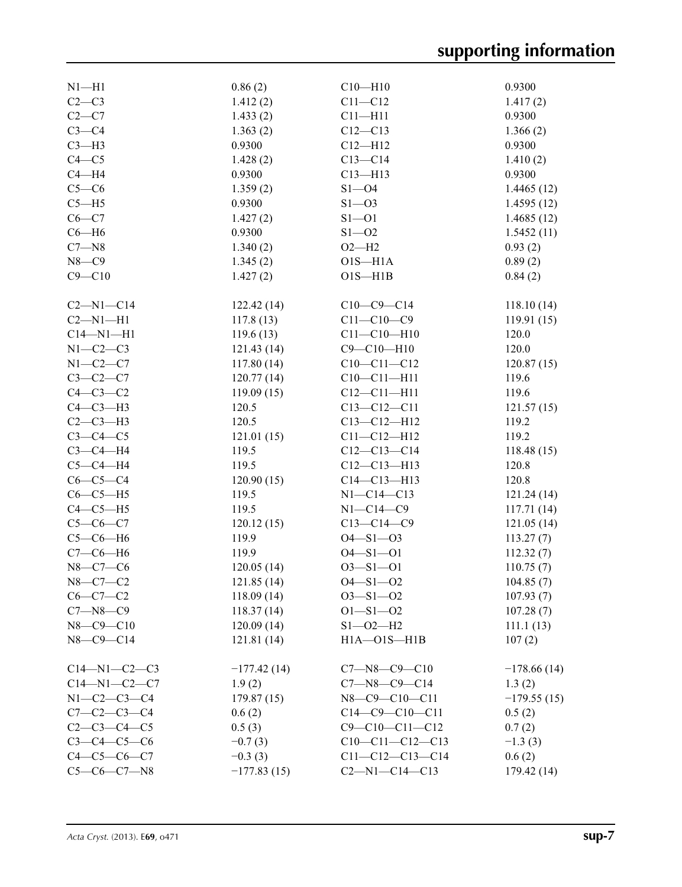| | | | |
|---|---|---|---|
| N1—H1 | 0.86 (2) | C10—H10 | 0.9300 |
| C2—C3 | 1.412 (2) | C11—C12 | 1.417 (2) |
| C2—C7 | 1.433 (2) | C11—H11 | 0.9300 |
| C3—C4 | 1.363 (2) | C12—C13 | 1.366 (2) |
| C3—H3 | 0.9300 | C12—H12 | 0.9300 |
| C4—C5 | 1.428 (2) | C13—C14 | 1.410 (2) |
| C4—H4 | 0.9300 | C13—H13 | 0.9300 |
| C5—C6 | 1.359 (2) | S1—O4 | 1.4465 (12) |
| C5—H5 | 0.9300 | S1—O3 | 1.4595 (12) |
| C6—C7 | 1.427 (2) | S1—O1 | 1.4685 (12) |
| C6—H6 | 0.9300 | S1—O2 | 1.5452 (11) |
| C7—N8 | 1.340 (2) | O2—H2 | 0.93 (2) |
| N8—C9 | 1.345 (2) | O1S—H1A | 0.89 (2) |
| C9—C10 | 1.427 (2) | O1S—H1B | 0.84 (2) |

| | | | |
|---|---|---|---|
| C2—N1—C14 | 122.42 (14) | C10—C9—C14 | 118.10 (14) |
| C2—N1—H1 | 117.8 (13) | C11—C10—C9 | 119.91 (15) |
| C14—N1—H1 | 119.6 (13) | C11—C10—H10 | 120.0 |
| N1—C2—C3 | 121.43 (14) | C9—C10—H10 | 120.0 |
| N1—C2—C7 | 117.80 (14) | C10—C11—C12 | 120.87 (15) |
| C3—C2—C7 | 120.77 (14) | C10—C11—H11 | 119.6 |
| C4—C3—C2 | 119.09 (15) | C12—C11—H11 | 119.6 |
| C4—C3—H3 | 120.5 | C13—C12—C11 | 121.57 (15) |
| C2—C3—H3 | 120.5 | C13—C12—H12 | 119.2 |
| C3—C4—C5 | 121.01 (15) | C11—C12—H12 | 119.2 |
| C3—C4—H4 | 119.5 | C12—C13—C14 | 118.48 (15) |
| C5—C4—H4 | 119.5 | C12—C13—H13 | 120.8 |
| C6—C5—C4 | 120.90 (15) | C14—C13—H13 | 120.8 |
| C6—C5—H5 | 119.5 | N1—C14—C13 | 121.24 (14) |
| C4—C5—H5 | 119.5 | N1—C14—C9 | 117.71 (14) |
| C5—C6—C7 | 120.12 (15) | C13—C14—C9 | 121.05 (14) |
| C5—C6—H6 | 119.9 | O4—S1—O3 | 113.27 (7) |
| C7—C6—H6 | 119.9 | O4—S1—O1 | 112.32 (7) |
| N8—C7—C6 | 120.05 (14) | O3—S1—O1 | 110.75 (7) |
| N8—C7—C2 | 121.85 (14) | O4—S1—O2 | 104.85 (7) |
| C6—C7—C2 | 118.09 (14) | O3—S1—O2 | 107.93 (7) |
| C7—N8—C9 | 118.37 (14) | O1—S1—O2 | 107.28 (7) |
| N8—C9—C10 | 120.09 (14) | S1—O2—H2 | 111.1 (13) |
| N8—C9—C14 | 121.81 (14) | H1A—O1S—H1B | 107 (2) |

| | | | |
|---|---|---|---|
| C14—N1—C2—C3 | −177.42 (14) | C7—N8—C9—C10 | −178.66 (14) |
| C14—N1—C2—C7 | 1.9 (2) | C7—N8—C9—C14 | 1.3 (2) |
| N1—C2—C3—C4 | 179.87 (15) | N8—C9—C10—C11 | −179.55 (15) |
| C7—C2—C3—C4 | 0.6 (2) | C14—C9—C10—C11 | 0.5 (2) |
| C2—C3—C4—C5 | 0.5 (3) | C9—C10—C11—C12 | 0.7 (2) |
| C3—C4—C5—C6 | −0.7 (3) | C10—C11—C12—C13 | −1.3 (3) |
| C4—C5—C6—C7 | −0.3 (3) | C11—C12—C13—C14 | 0.6 (2) |
| C5—C6—C7—N8 | −177.83 (15) | C2—N1—C14—C13 | 179.42 (14) |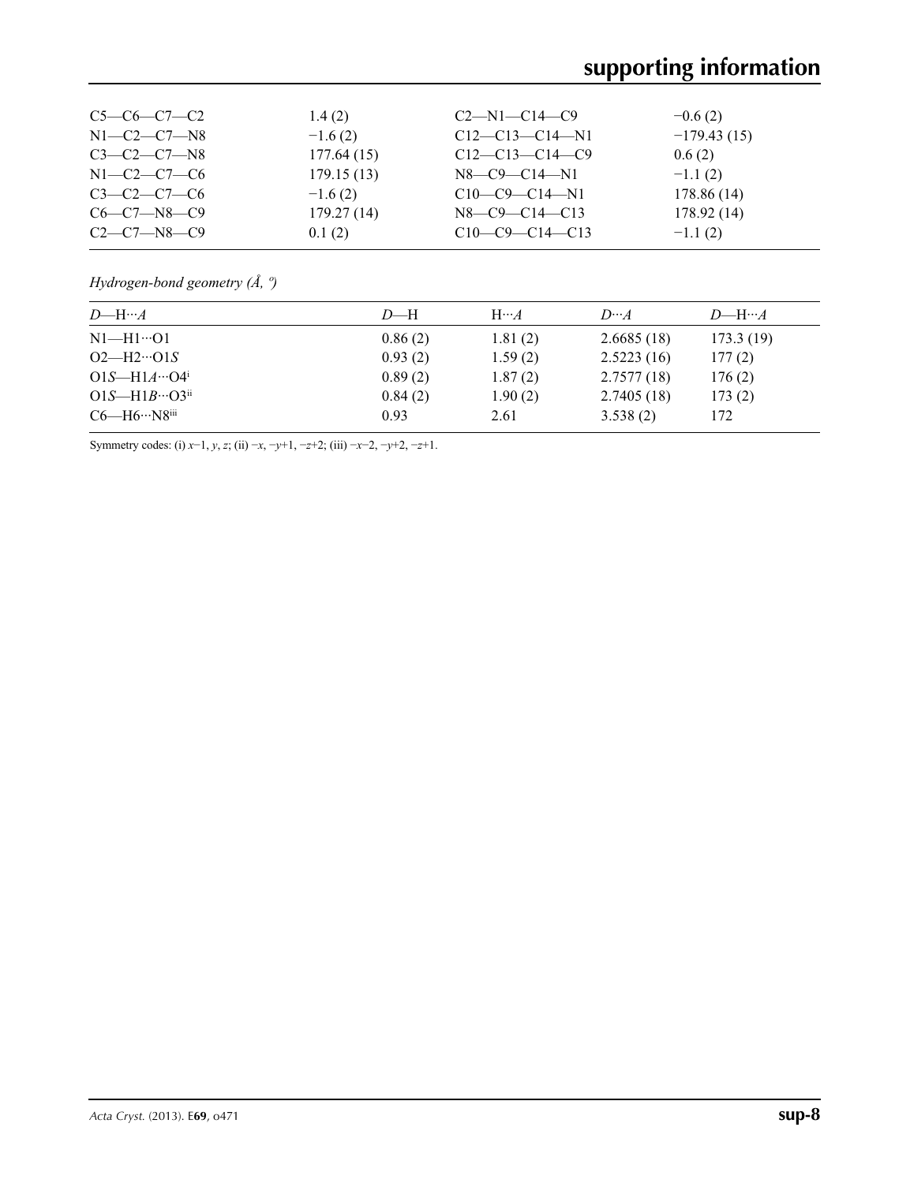| | | | |
|---|---|---|---|
| C5—C6—C7—C2 | 1.4 (2) | C2—N1—C14—C9 | −0.6 (2) |
| N1—C2—C7—N8 | −1.6 (2) | C12—C13—C14—N1 | −179.43 (15) |
| C3—C2—C7—N8 | 177.64 (15) | C12—C13—C14—C9 | 0.6 (2) |
| N1—C2—C7—C6 | 179.15 (13) | N8—C9—C14—N1 | −1.1 (2) |
| C3—C2—C7—C6 | −1.6 (2) | C10—C9—C14—N1 | 178.86 (14) |
| C6—C7—N8—C9 | 179.27 (14) | N8—C9—C14—C13 | 178.92 (14) |
| C2—C7—N8—C9 | 0.1 (2) | C10—C9—C14—C13 | −1.1 (2) |

*Hydrogen-bond geometry (Å, º)*

| *D*—H···*A* | *D*—H | H···*A* | *D*···*A* | *D*—H···*A* |
|---|---|---|---|---|
| N1—H1···O1 | 0.86 (2) | 1.81 (2) | 2.6685 (18) | 173.3 (19) |
| O2—H2···O1*S* | 0.93 (2) | 1.59 (2) | 2.5223 (16) | 177 (2) |
| O1*S*—H1*A*···O4[i] | 0.89 (2) | 1.87 (2) | 2.7577 (18) | 176 (2) |
| O1*S*—H1*B*···O3[ii] | 0.84 (2) | 1.90 (2) | 2.7405 (18) | 173 (2) |
| C6—H6···N8[iii] | 0.93 | 2.61 | 3.538 (2) | 172 |

Symmetry codes: (i) $x-1, y, z$; (ii) $-x, -y+1, -z+2$; (iii) $-x-2, -y+2, -z+1$.